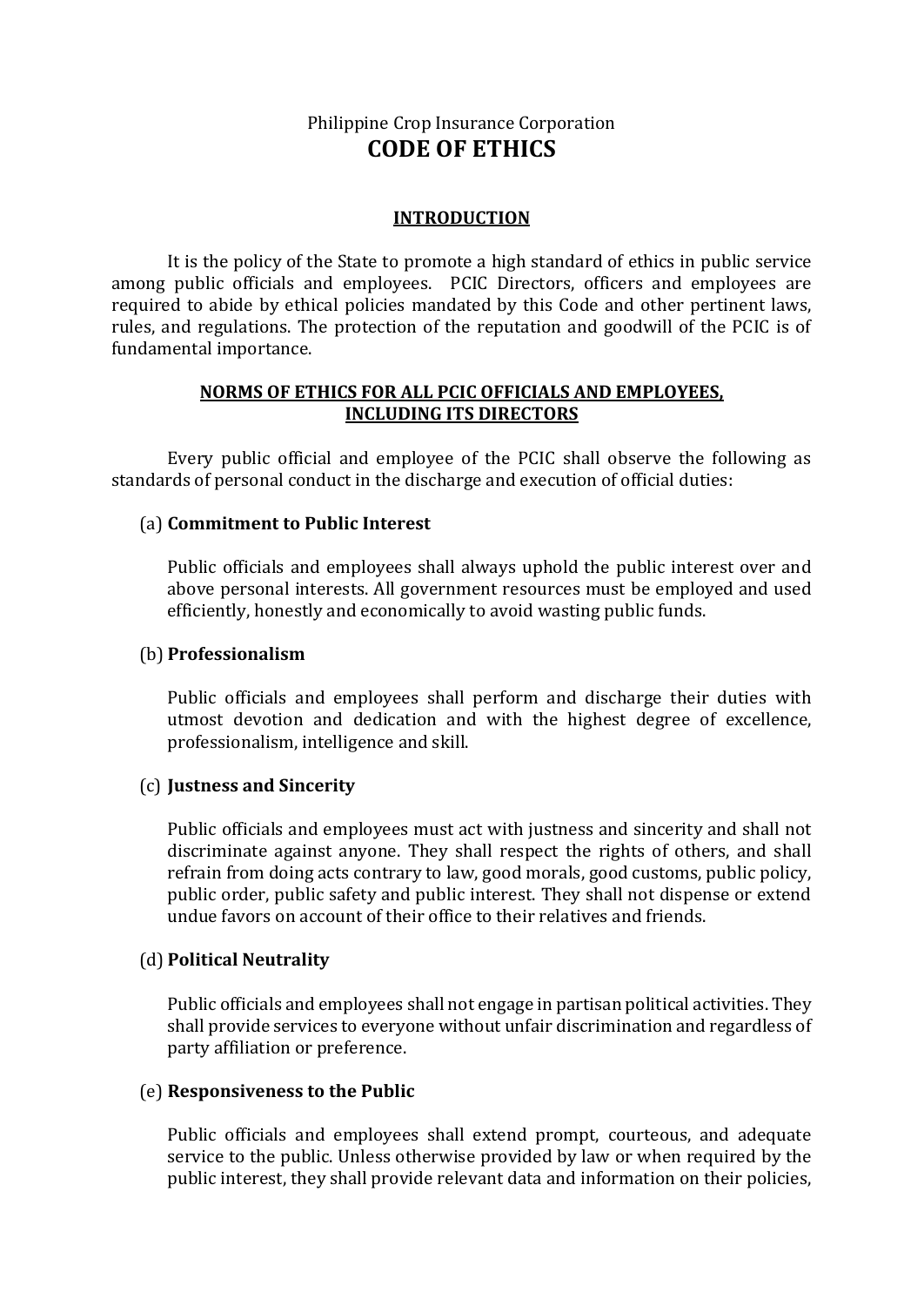Philippine Crop Insurance Corporation

# CODE OF ETHICS

## INTRODUCTION

It is the policy of the State to promote a high standard of ethics in public service among public officials and employees. PCIC Directors, officers and employees are required to abide by ethical policies mandated by this Code and other pertinent laws, rules, and regulations. The protection of the reputation and goodwill of the PCIC is of fundamental importance.

## NORMS OF ETHICS FOR ALL PCIC OFFICIALS AND EMPLOYEES, INCLUDING ITS DIRECTORS

Every public official and employee of the PCIC shall observe the following as standards of personal conduct in the discharge and execution of official duties:

(a) **Commitment to Public Interest**

Public officials and employees shall always uphold the public interest over and above personal interests. All government resources must be employed and used efficiently, honestly and economically to avoid wasting public funds.

(b) **Professionalism**

Public officials and employees shall perform and discharge their duties with utmost devotion and dedication and with the highest degree of excellence, professionalism, intelligence and skill.

(c) **Justness and Sincerity**

Public officials and employees must act with justness and sincerity and shall not discriminate against anyone. They shall respect the rights of others, and shall refrain from doing acts contrary to law, good morals, good customs, public policy, public order, public safety and public interest. They shall not dispense or extend undue favors on account of their office to their relatives and friends.

(d) **Political Neutrality**

Public officials and employees shall not engage in partisan political activities. They shall provide services to everyone without unfair discrimination and regardless of party affiliation or preference.

(e) **Responsiveness to the Public**

Public officials and employees shall extend prompt, courteous, and adequate service to the public. Unless otherwise provided by law or when required by the public interest, they shall provide relevant data and information on their policies,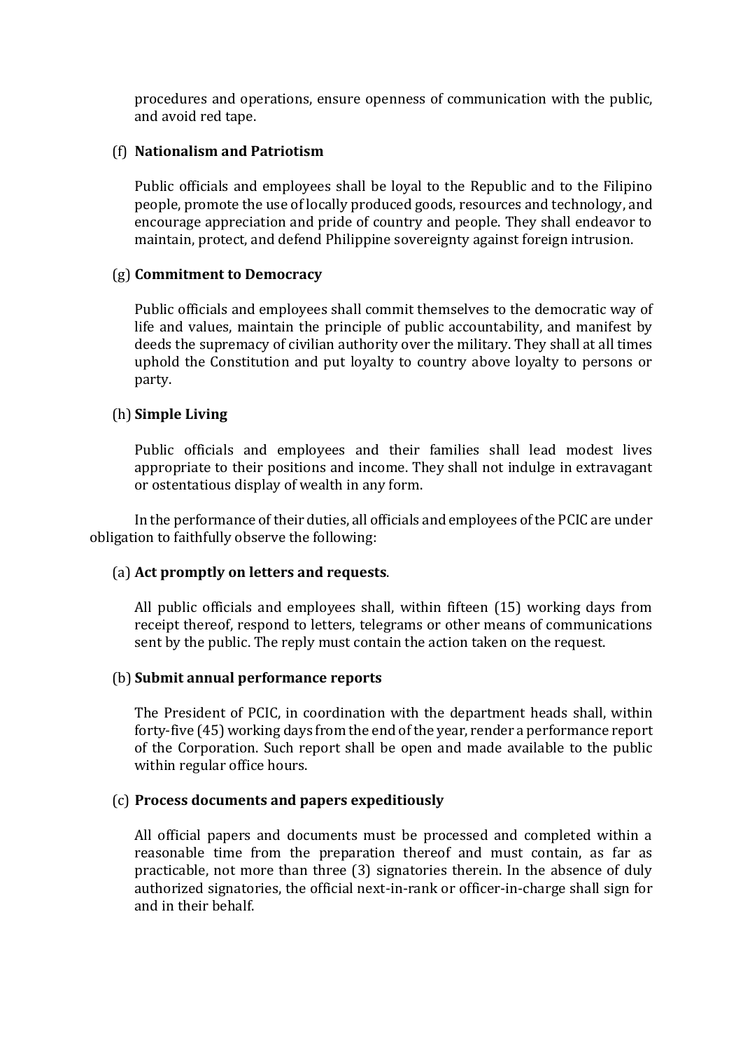procedures and operations, ensure openness of communication with the public, and avoid red tape.

(f) **Nationalism and Patriotism**

Public officials and employees shall be loyal to the Republic and to the Filipino people, promote the use of locally produced goods, resources and technology, and encourage appreciation and pride of country and people. They shall endeavor to maintain, protect, and defend Philippine sovereignty against foreign intrusion.

(g) **Commitment to Democracy**

Public officials and employees shall commit themselves to the democratic way of life and values, maintain the principle of public accountability, and manifest by deeds the supremacy of civilian authority over the military. They shall at all times uphold the Constitution and put loyalty to country above loyalty to persons or party.

(h) **Simple Living**

Public officials and employees and their families shall lead modest lives appropriate to their positions and income. They shall not indulge in extravagant or ostentatious display of wealth in any form.

In the performance of their duties, all officials and employees of the PCIC are under obligation to faithfully observe the following:

(a) **Act promptly on letters and requests**.

All public officials and employees shall, within fifteen (15) working days from receipt thereof, respond to letters, telegrams or other means of communications sent by the public. The reply must contain the action taken on the request.

(b) **Submit annual performance reports**

The President of PCIC, in coordination with the department heads shall, within forty-five (45) working days from the end of the year, render a performance report of the Corporation. Such report shall be open and made available to the public within regular office hours.

(c) **Process documents and papers expeditiously**

All official papers and documents must be processed and completed within a reasonable time from the preparation thereof and must contain, as far as practicable, not more than three (3) signatories therein. In the absence of duly authorized signatories, the official next-in-rank or officer-in-charge shall sign for and in their behalf.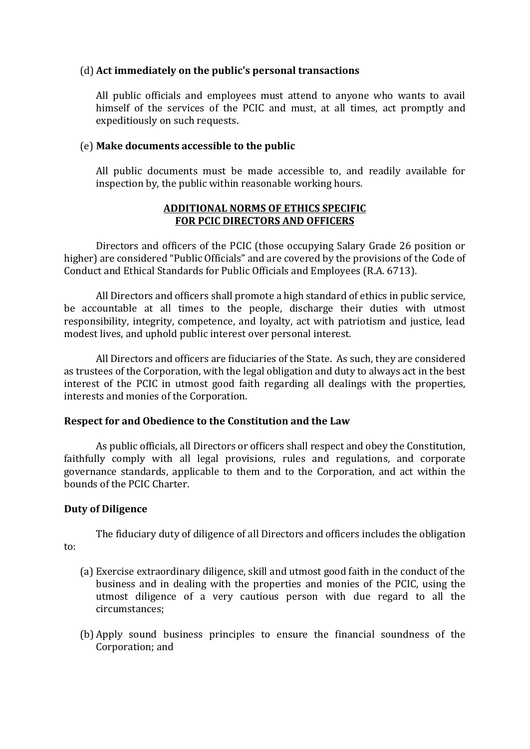(d) **Act immediately on the public's personal transactions**

All public officials and employees must attend to anyone who wants to avail himself of the services of the PCIC and must, at all times, act promptly and expeditiously on such requests.

(e) **Make documents accessible to the public**

All public documents must be made accessible to, and readily available for inspection by, the public within reasonable working hours.

**ADDITIONAL NORMS OF ETHICS SPECIFIC FOR PCIC DIRECTORS AND OFFICERS**

Directors and officers of the PCIC (those occupying Salary Grade 26 position or higher) are considered "Public Officials" and are covered by the provisions of the Code of Conduct and Ethical Standards for Public Officials and Employees (R.A. 6713).

All Directors and officers shall promote a high standard of ethics in public service, be accountable at all times to the people, discharge their duties with utmost responsibility, integrity, competence, and loyalty, act with patriotism and justice, lead modest lives, and uphold public interest over personal interest.

All Directors and officers are fiduciaries of the State. As such, they are considered as trustees of the Corporation, with the legal obligation and duty to always act in the best interest of the PCIC in utmost good faith regarding all dealings with the properties, interests and monies of the Corporation.

**Respect for and Obedience to the Constitution and the Law**

As public officials, all Directors or officers shall respect and obey the Constitution, faithfully comply with all legal provisions, rules and regulations, and corporate governance standards, applicable to them and to the Corporation, and act within the bounds of the PCIC Charter.

**Duty of Diligence**

The fiduciary duty of diligence of all Directors and officers includes the obligation to:

(a) Exercise extraordinary diligence, skill and utmost good faith in the conduct of the business and in dealing with the properties and monies of the PCIC, using the utmost diligence of a very cautious person with due regard to all the circumstances;

(b) Apply sound business principles to ensure the financial soundness of the Corporation; and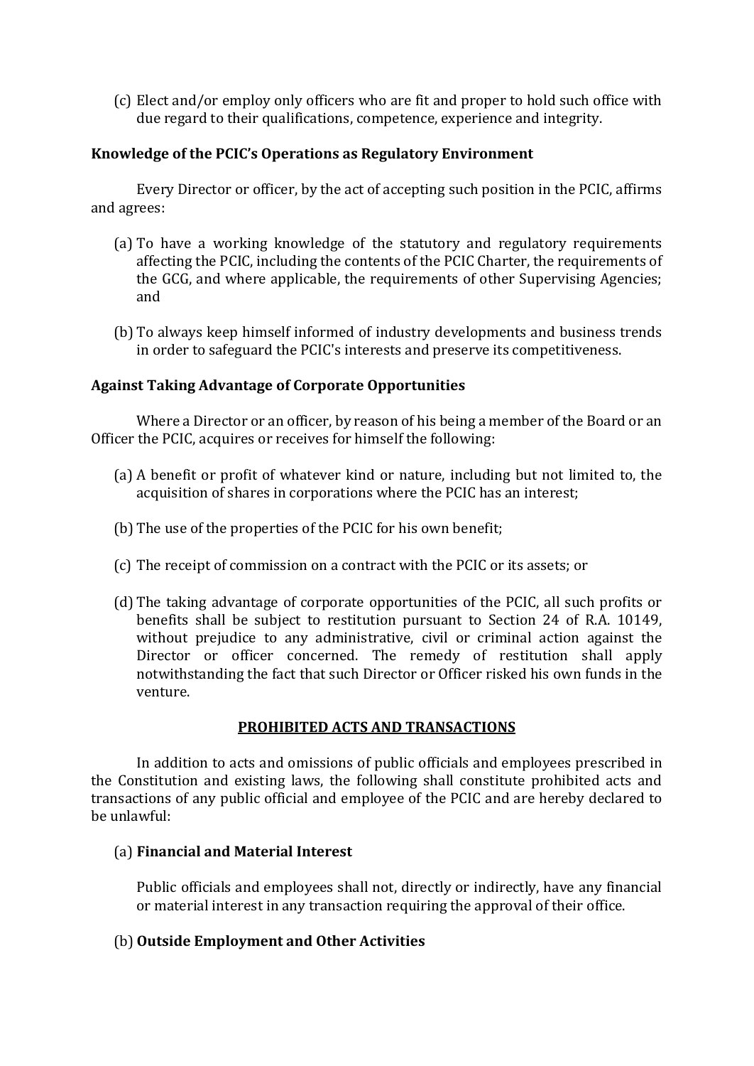(c) Elect and/or employ only officers who are fit and proper to hold such office with due regard to their qualifications, competence, experience and integrity.

**Knowledge of the PCIC's Operations as Regulatory Environment**

Every Director or officer, by the act of accepting such position in the PCIC, affirms and agrees:

(a) To have a working knowledge of the statutory and regulatory requirements affecting the PCIC, including the contents of the PCIC Charter, the requirements of the GCG, and where applicable, the requirements of other Supervising Agencies; and

(b) To always keep himself informed of industry developments and business trends in order to safeguard the PCIC's interests and preserve its competitiveness.

**Against Taking Advantage of Corporate Opportunities**

Where a Director or an officer, by reason of his being a member of the Board or an Officer the PCIC, acquires or receives for himself the following:

(a) A benefit or profit of whatever kind or nature, including but not limited to, the acquisition of shares in corporations where the PCIC has an interest;

(b) The use of the properties of the PCIC for his own benefit;

(c) The receipt of commission on a contract with the PCIC or its assets; or

(d) The taking advantage of corporate opportunities of the PCIC, all such profits or benefits shall be subject to restitution pursuant to Section 24 of R.A. 10149, without prejudice to any administrative, civil or criminal action against the Director or officer concerned. The remedy of restitution shall apply notwithstanding the fact that such Director or Officer risked his own funds in the venture.

## PROHIBITED ACTS AND TRANSACTIONS

In addition to acts and omissions of public officials and employees prescribed in the Constitution and existing laws, the following shall constitute prohibited acts and transactions of any public official and employee of the PCIC and are hereby declared to be unlawful:

(a) **Financial and Material Interest**

Public officials and employees shall not, directly or indirectly, have any financial or material interest in any transaction requiring the approval of their office.

(b) **Outside Employment and Other Activities**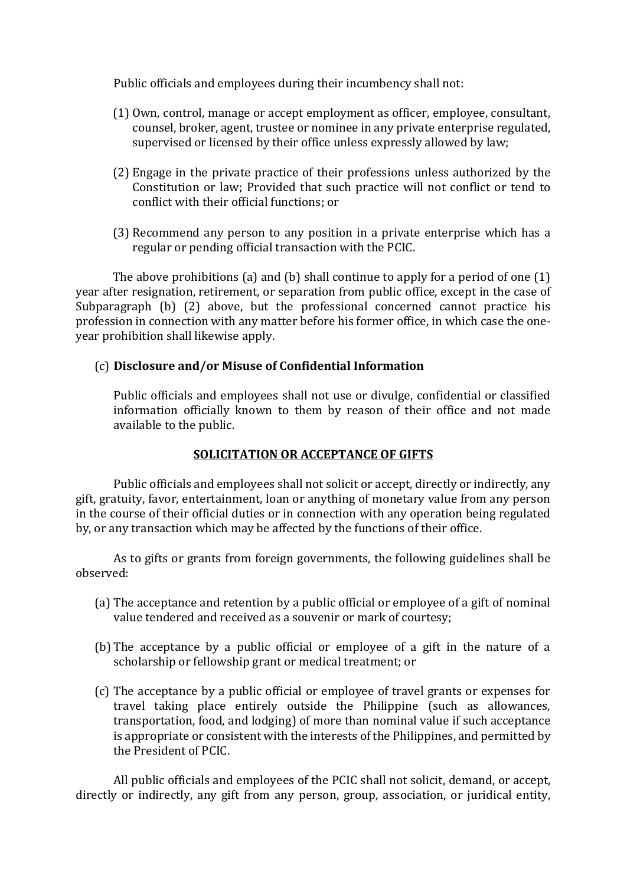Public officials and employees during their incumbency shall not:

(1) Own, control, manage or accept employment as officer, employee, consultant, counsel, broker, agent, trustee or nominee in any private enterprise regulated, supervised or licensed by their office unless expressly allowed by law;

(2) Engage in the private practice of their professions unless authorized by the Constitution or law; Provided that such practice will not conflict or tend to conflict with their official functions; or

(3) Recommend any person to any position in a private enterprise which has a regular or pending official transaction with the PCIC.

The above prohibitions (a) and (b) shall continue to apply for a period of one (1) year after resignation, retirement, or separation from public office, except in the case of Subparagraph (b) (2) above, but the professional concerned cannot practice his profession in connection with any matter before his former office, in which case the one-year prohibition shall likewise apply.

(c) **Disclosure and/or Misuse of Confidential Information**

Public officials and employees shall not use or divulge, confidential or classified information officially known to them by reason of their office and not made available to the public.

**SOLICITATION OR ACCEPTANCE OF GIFTS**

Public officials and employees shall not solicit or accept, directly or indirectly, any gift, gratuity, favor, entertainment, loan or anything of monetary value from any person in the course of their official duties or in connection with any operation being regulated by, or any transaction which may be affected by the functions of their office.

As to gifts or grants from foreign governments, the following guidelines shall be observed:

(a) The acceptance and retention by a public official or employee of a gift of nominal value tendered and received as a souvenir or mark of courtesy;

(b) The acceptance by a public official or employee of a gift in the nature of a scholarship or fellowship grant or medical treatment; or

(c) The acceptance by a public official or employee of travel grants or expenses for travel taking place entirely outside the Philippine (such as allowances, transportation, food, and lodging) of more than nominal value if such acceptance is appropriate or consistent with the interests of the Philippines, and permitted by the President of PCIC.

All public officials and employees of the PCIC shall not solicit, demand, or accept, directly or indirectly, any gift from any person, group, association, or juridical entity,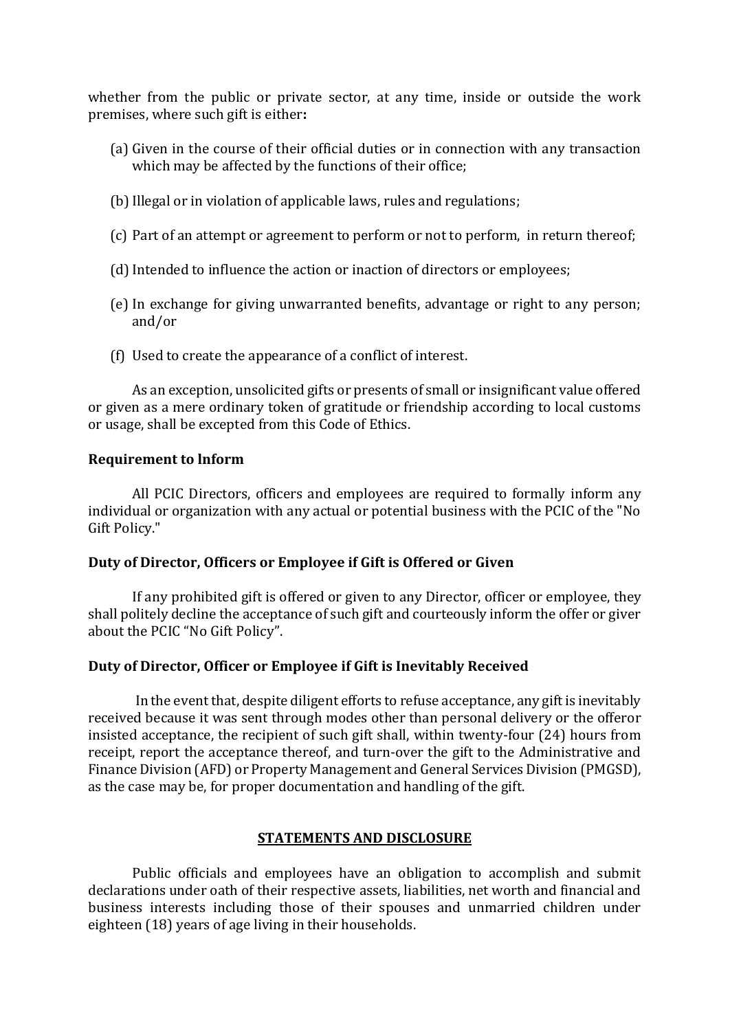whether from the public or private sector, at any time, inside or outside the work premises, where such gift is either**:**

(a) Given in the course of their official duties or in connection with any transaction which may be affected by the functions of their office;

(b) Illegal or in violation of applicable laws, rules and regulations;

(c) Part of an attempt or agreement to perform or not to perform, in return thereof;

(d) Intended to influence the action or inaction of directors or employees;

(e) In exchange for giving unwarranted benefits, advantage or right to any person; and/or

(f) Used to create the appearance of a conflict of interest.

As an exception, unsolicited gifts or presents of small or insignificant value offered or given as a mere ordinary token of gratitude or friendship according to local customs or usage, shall be excepted from this Code of Ethics.

**Requirement to lnform**

All PCIC Directors, officers and employees are required to formally inform any individual or organization with any actual or potential business with the PCIC of the "No Gift Policy."

**Duty of Director, Officers or Employee if Gift is Offered or Given**

If any prohibited gift is offered or given to any Director, officer or employee, they shall politely decline the acceptance of such gift and courteously inform the offer or giver about the PCIC "No Gift Policy".

**Duty of Director, Officer or Employee if Gift is Inevitably Received**

In the event that, despite diligent efforts to refuse acceptance, any gift is inevitably received because it was sent through modes other than personal delivery or the offeror insisted acceptance, the recipient of such gift shall, within twenty-four (24) hours from receipt, report the acceptance thereof, and turn-over the gift to the Administrative and Finance Division (AFD) or Property Management and General Services Division (PMGSD), as the case may be, for proper documentation and handling of the gift.

## STATEMENTS AND DISCLOSURE

Public officials and employees have an obligation to accomplish and submit declarations under oath of their respective assets, liabilities, net worth and financial and business interests including those of their spouses and unmarried children under eighteen (18) years of age living in their households.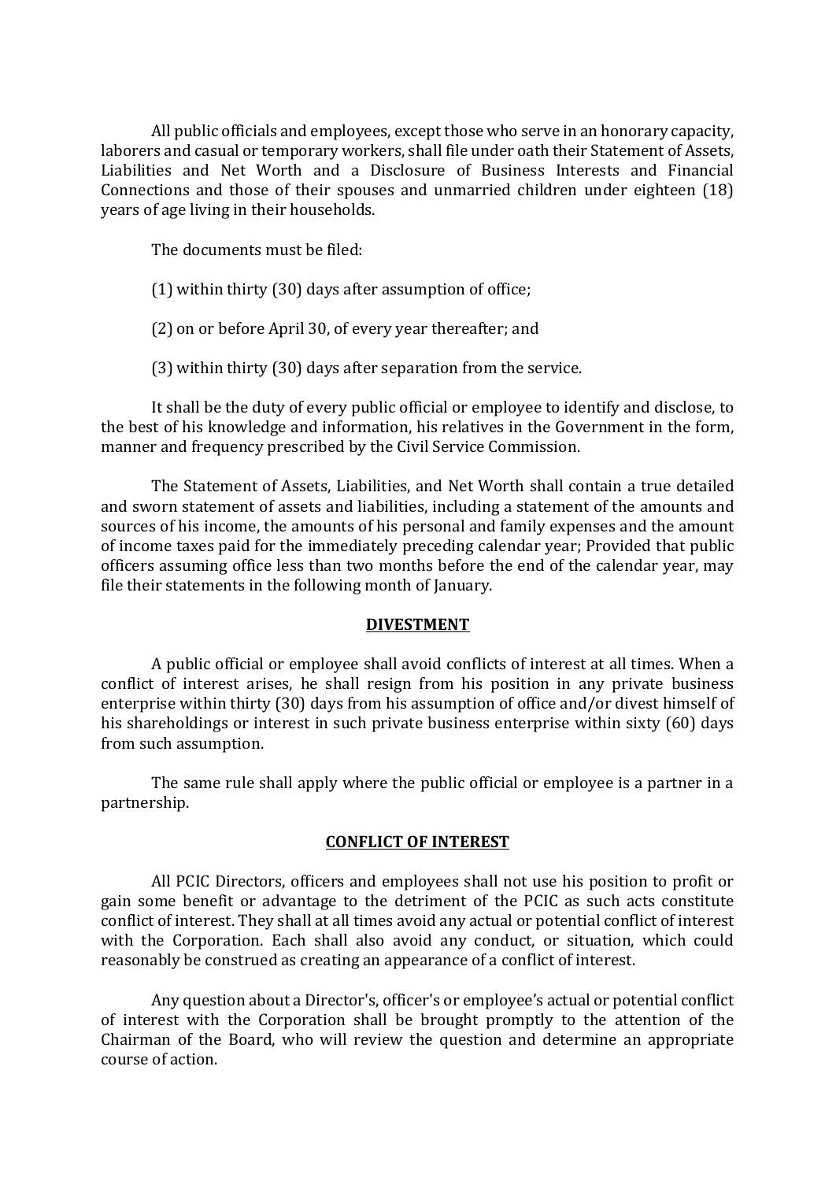All public officials and employees, except those who serve in an honorary capacity, laborers and casual or temporary workers, shall file under oath their Statement of Assets, Liabilities and Net Worth and a Disclosure of Business Interests and Financial Connections and those of their spouses and unmarried children under eighteen (18) years of age living in their households.

The documents must be filed:

(1) within thirty (30) days after assumption of office;

(2) on or before April 30, of every year thereafter; and

(3) within thirty (30) days after separation from the service.

It shall be the duty of every public official or employee to identify and disclose, to the best of his knowledge and information, his relatives in the Government in the form, manner and frequency prescribed by the Civil Service Commission.

The Statement of Assets, Liabilities, and Net Worth shall contain a true detailed and sworn statement of assets and liabilities, including a statement of the amounts and sources of his income, the amounts of his personal and family expenses and the amount of income taxes paid for the immediately preceding calendar year; Provided that public officers assuming office less than two months before the end of the calendar year, may file their statements in the following month of January.

## **DIVESTMENT**

A public official or employee shall avoid conflicts of interest at all times. When a conflict of interest arises, he shall resign from his position in any private business enterprise within thirty (30) days from his assumption of office and/or divest himself of his shareholdings or interest in such private business enterprise within sixty (60) days from such assumption.

The same rule shall apply where the public official or employee is a partner in a partnership.

## **CONFLICT OF INTEREST**

All PCIC Directors, officers and employees shall not use his position to profit or gain some benefit or advantage to the detriment of the PCIC as such acts constitute conflict of interest. They shall at all times avoid any actual or potential conflict of interest with the Corporation. Each shall also avoid any conduct, or situation, which could reasonably be construed as creating an appearance of a conflict of interest.

Any question about a Director's, officer's or employee's actual or potential conflict of interest with the Corporation shall be brought promptly to the attention of the Chairman of the Board, who will review the question and determine an appropriate course of action.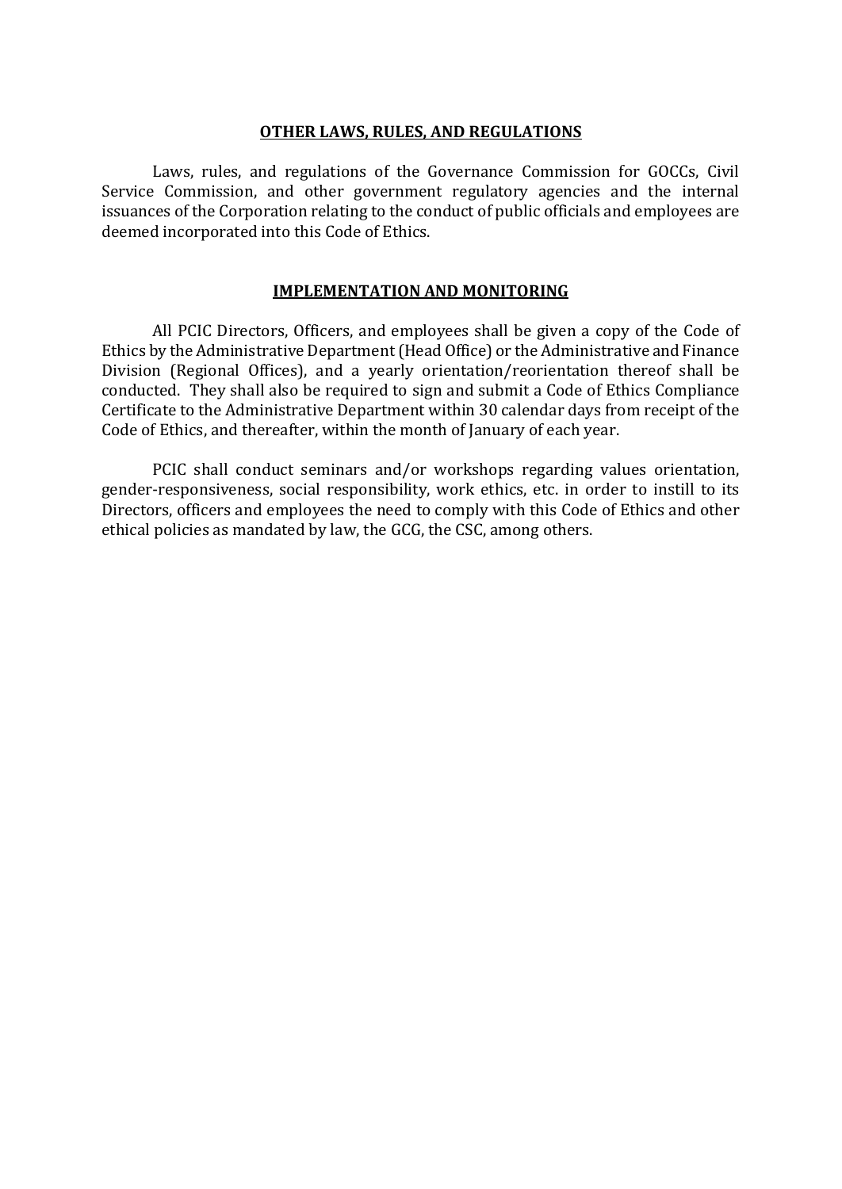## OTHER LAWS, RULES, AND REGULATIONS

Laws, rules, and regulations of the Governance Commission for GOCCs, Civil Service Commission, and other government regulatory agencies and the internal issuances of the Corporation relating to the conduct of public officials and employees are deemed incorporated into this Code of Ethics.

## IMPLEMENTATION AND MONITORING

All PCIC Directors, Officers, and employees shall be given a copy of the Code of Ethics by the Administrative Department (Head Office) or the Administrative and Finance Division (Regional Offices), and a yearly orientation/reorientation thereof shall be conducted. They shall also be required to sign and submit a Code of Ethics Compliance Certificate to the Administrative Department within 30 calendar days from receipt of the Code of Ethics, and thereafter, within the month of January of each year.

PCIC shall conduct seminars and/or workshops regarding values orientation, gender-responsiveness, social responsibility, work ethics, etc. in order to instill to its Directors, officers and employees the need to comply with this Code of Ethics and other ethical policies as mandated by law, the GCG, the CSC, among others.